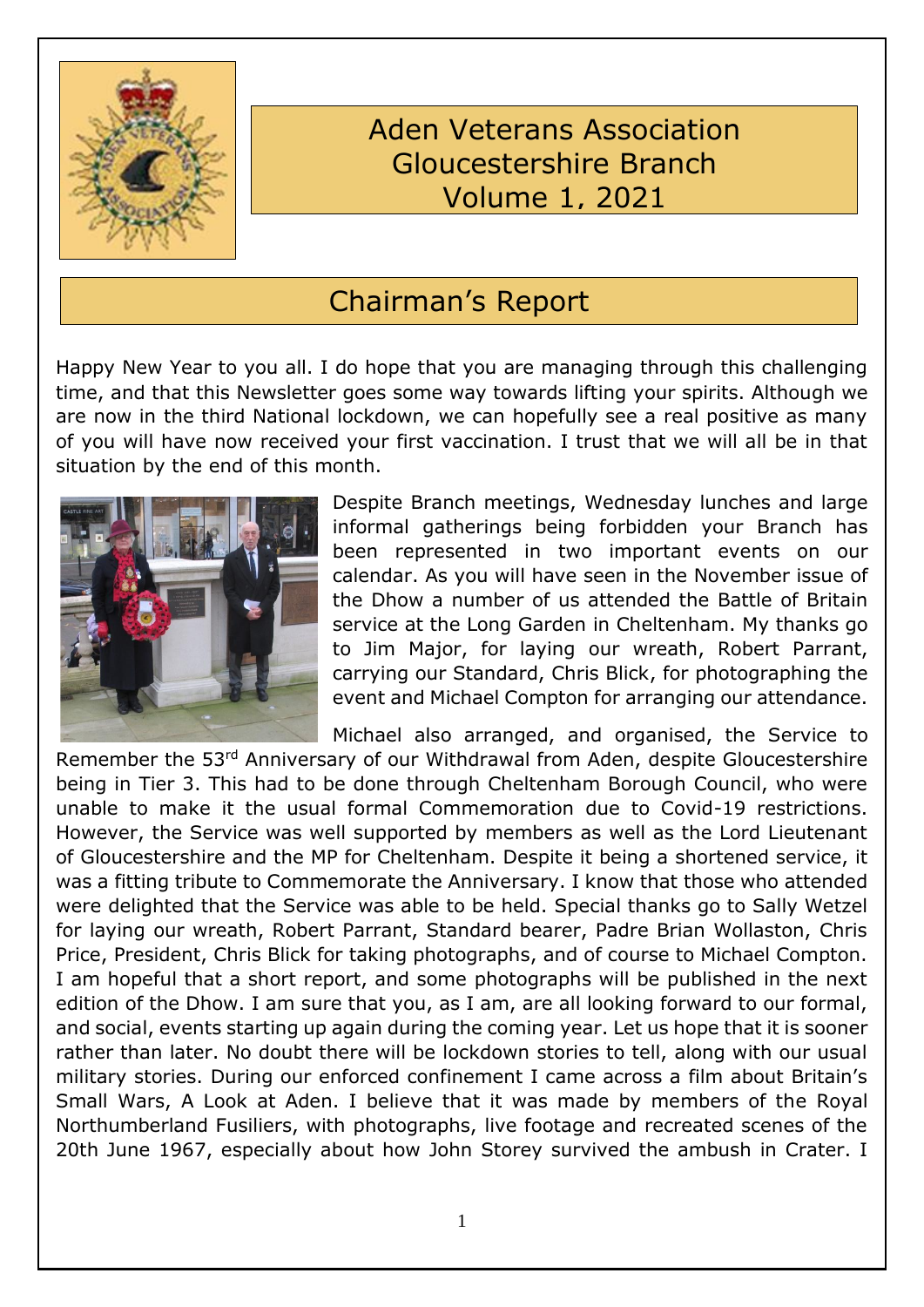# Aden Veterans Association Gloucestershire Branch Volume 1, 2021

## Chairman's Report

Happy New Year to you all. I do hope that you are managing through this challenging time, and that this Newsletter goes some way towards lifting your spirits. Although we are now in the third National lockdown, we can hopefully see a real positive as many of you will have now received your first vaccination. I trust that we will all be in that situation by the end of this month.

Despite Branch meetings, Wednesday lunches and large informal gatherings being forbidden your Branch has been represented in two important events on our calendar. As you will have seen in the November issue of the Dhow a number of us attended the Battle of Britain service at the Long Garden in Cheltenham. My thanks go to Jim Major, for laying our wreath, Robert Parrant, carrying our Standard, Chris Blick, for photographing the event and Michael Compton for arranging our attendance.

Michael also arranged, and organised, the Service to Remember the 53rd Anniversary of our Withdrawal from Aden, despite Gloucestershire being in Tier 3. This had to be done through Cheltenham Borough Council, who were unable to make it the usual formal Commemoration due to Covid-19 restrictions. However, the Service was well supported by members as well as the Lord Lieutenant of Gloucestershire and the MP for Cheltenham. Despite it being a shortened service, it was a fitting tribute to Commemorate the Anniversary. I know that those who attended were delighted that the Service was able to be held. Special thanks go to Sally Wetzel for laying our wreath, Robert Parrant, Standard bearer, Padre Brian Wollaston, Chris Price, President, Chris Blick for taking photographs, and of course to Michael Compton. I am hopeful that a short report, and some photographs will be published in the next edition of the Dhow. I am sure that you, as I am, are all looking forward to our formal, and social, events starting up again during the coming year. Let us hope that it is sooner rather than later. No doubt there will be lockdown stories to tell, along with our usual military stories. During our enforced confinement I came across a film about Britain's Small Wars, A Look at Aden. I believe that it was made by members of the Royal Northumberland Fusiliers, with photographs, live footage and recreated scenes of the 20th June 1967, especially about how John Storey survived the ambush in Crater. I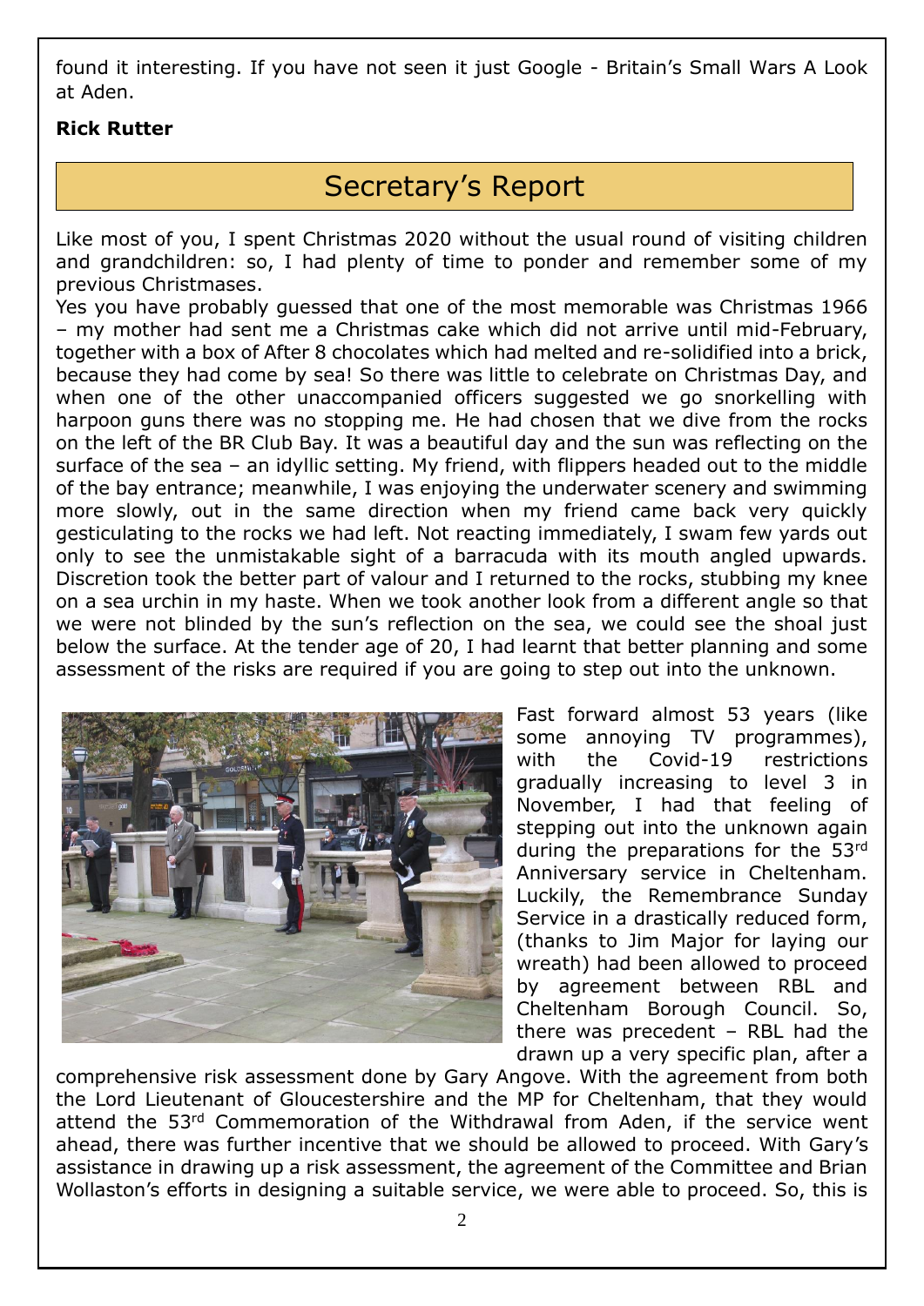found it interesting. If you have not seen it just Google - Britain's Small Wars A Look at Aden.

**Rick Rutter**

## Secretary's Report

Like most of you, I spent Christmas 2020 without the usual round of visiting children and grandchildren: so, I had plenty of time to ponder and remember some of my previous Christmases.

Yes you have probably guessed that one of the most memorable was Christmas 1966 – my mother had sent me a Christmas cake which did not arrive until mid-February, together with a box of After 8 chocolates which had melted and re-solidified into a brick, because they had come by sea! So there was little to celebrate on Christmas Day, and when one of the other unaccompanied officers suggested we go snorkelling with harpoon guns there was no stopping me. He had chosen that we dive from the rocks on the left of the BR Club Bay. It was a beautiful day and the sun was reflecting on the surface of the sea – an idyllic setting. My friend, with flippers headed out to the middle of the bay entrance; meanwhile, I was enjoying the underwater scenery and swimming more slowly, out in the same direction when my friend came back very quickly gesticulating to the rocks we had left. Not reacting immediately, I swam few yards out only to see the unmistakable sight of a barracuda with its mouth angled upwards. Discretion took the better part of valour and I returned to the rocks, stubbing my knee on a sea urchin in my haste. When we took another look from a different angle so that we were not blinded by the sun's reflection on the sea, we could see the shoal just below the surface. At the tender age of 20, I had learnt that better planning and some assessment of the risks are required if you are going to step out into the unknown.

Fast forward almost 53 years (like some annoying TV programmes), with the Covid-19 restrictions gradually increasing to level 3 in November, I had that feeling of stepping out into the unknown again during the preparations for the 53rd Anniversary service in Cheltenham. Luckily, the Remembrance Sunday Service in a drastically reduced form, (thanks to Jim Major for laying our wreath) had been allowed to proceed by agreement between RBL and Cheltenham Borough Council. So, there was precedent – RBL had the drawn up a very specific plan, after a comprehensive risk assessment done by Gary Angove. With the agreement from both the Lord Lieutenant of Gloucestershire and the MP for Cheltenham, that they would attend the 53rd Commemoration of the Withdrawal from Aden, if the service went ahead, there was further incentive that we should be allowed to proceed. With Gary's assistance in drawing up a risk assessment, the agreement of the Committee and Brian Wollaston's efforts in designing a suitable service, we were able to proceed. So, this is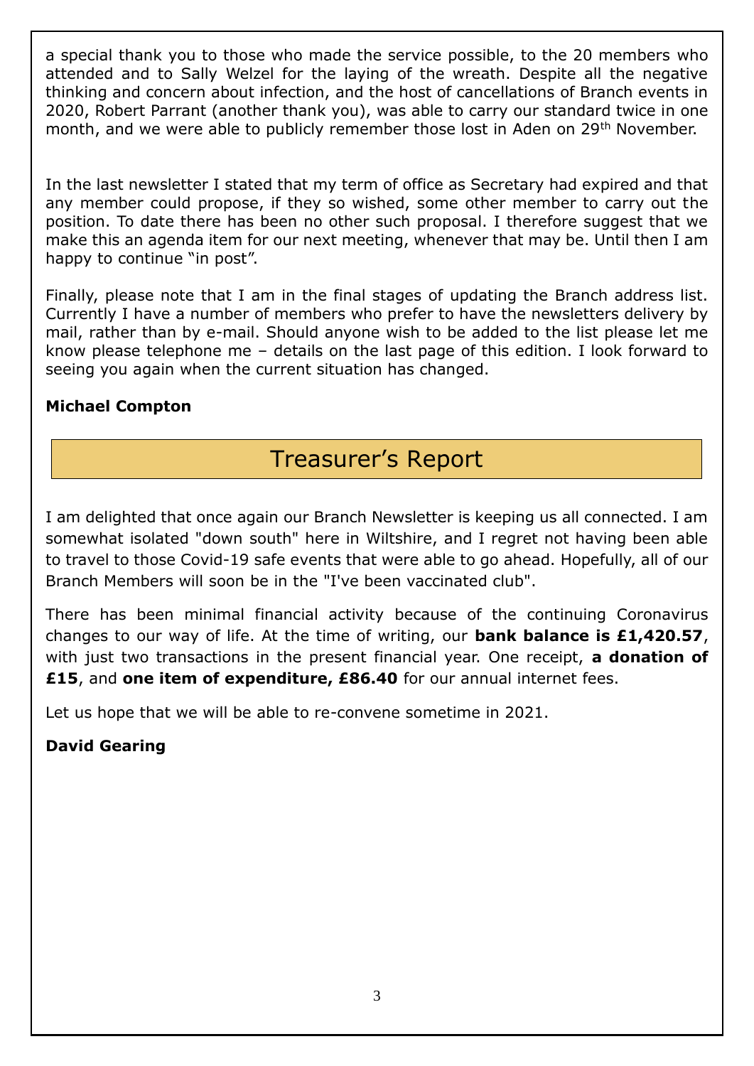a special thank you to those who made the service possible, to the 20 members who attended and to Sally Welzel for the laying of the wreath. Despite all the negative thinking and concern about infection, and the host of cancellations of Branch events in 2020, Robert Parrant (another thank you), was able to carry our standard twice in one month, and we were able to publicly remember those lost in Aden on 29th November.

In the last newsletter I stated that my term of office as Secretary had expired and that any member could propose, if they so wished, some other member to carry out the position. To date there has been no other such proposal. I therefore suggest that we make this an agenda item for our next meeting, whenever that may be. Until then I am happy to continue "in post".

Finally, please note that I am in the final stages of updating the Branch address list. Currently I have a number of members who prefer to have the newsletters delivery by mail, rather than by e-mail. Should anyone wish to be added to the list please let me know please telephone me – details on the last page of this edition. I look forward to seeing you again when the current situation has changed.

**Michael Compton**

## Treasurer's Report

I am delighted that once again our Branch Newsletter is keeping us all connected. I am somewhat isolated "down south" here in Wiltshire, and I regret not having been able to travel to those Covid-19 safe events that were able to go ahead. Hopefully, all of our Branch Members will soon be in the "I've been vaccinated club".

There has been minimal financial activity because of the continuing Coronavirus changes to our way of life. At the time of writing, our **bank balance is £1,420.57**, with just two transactions in the present financial year. One receipt, **a donation of £15**, and **one item of expenditure, £86.40** for our annual internet fees.

Let us hope that we will be able to re-convene sometime in 2021.

**David Gearing**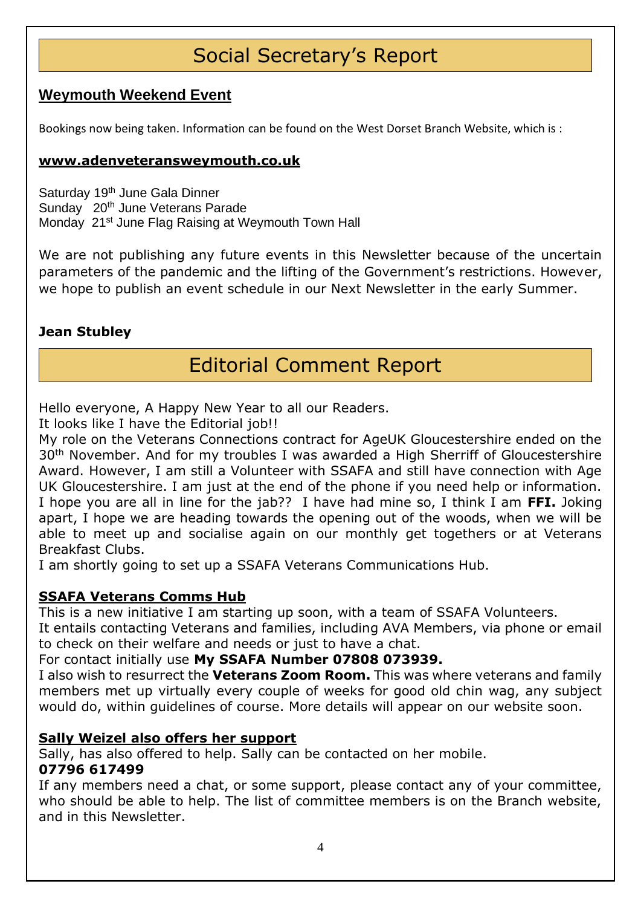# Social Secretary's Report

## Weymouth Weekend Event

Bookings now being taken. Information can be found on the West Dorset Branch Website, which is :

**www.adenveteransweymouth.co.uk**

Saturday 19th June Gala Dinner
Sunday 20th June Veterans Parade
Monday 21st June Flag Raising at Weymouth Town Hall

We are not publishing any future events in this Newsletter because of the uncertain parameters of the pandemic and the lifting of the Government's restrictions. However, we hope to publish an event schedule in our Next Newsletter in the early Summer.

**Jean Stubley**

# Editorial Comment Report

Hello everyone, A Happy New Year to all our Readers.
It looks like I have the Editorial job!!
My role on the Veterans Connections contract for AgeUK Gloucestershire ended on the 30th November. And for my troubles I was awarded a High Sherriff of Gloucestershire Award. However, I am still a Volunteer with SSAFA and still have connection with Age UK Gloucestershire. I am just at the end of the phone if you need help or information. I hope you are all in line for the jab?? I have had mine so, I think I am **FFI.** Joking apart, I hope we are heading towards the opening out of the woods, when we will be able to meet up and socialise again on our monthly get togethers or at Veterans Breakfast Clubs.
I am shortly going to set up a SSAFA Veterans Communications Hub.

## SSAFA Veterans Comms Hub

This is a new initiative I am starting up soon, with a team of SSAFA Volunteers.
It entails contacting Veterans and families, including AVA Members, via phone or email to check on their welfare and needs or just to have a chat.
For contact initially use **My SSAFA Number 07808 073939.**
I also wish to resurrect the **Veterans Zoom Room.** This was where veterans and family members met up virtually every couple of weeks for good old chin wag, any subject would do, within guidelines of course. More details will appear on our website soon.

## Sally Weizel also offers her support

Sally, has also offered to help. Sally can be contacted on her mobile.
**07796 617499**
If any members need a chat, or some support, please contact any of your committee, who should be able to help. The list of committee members is on the Branch website, and in this Newsletter.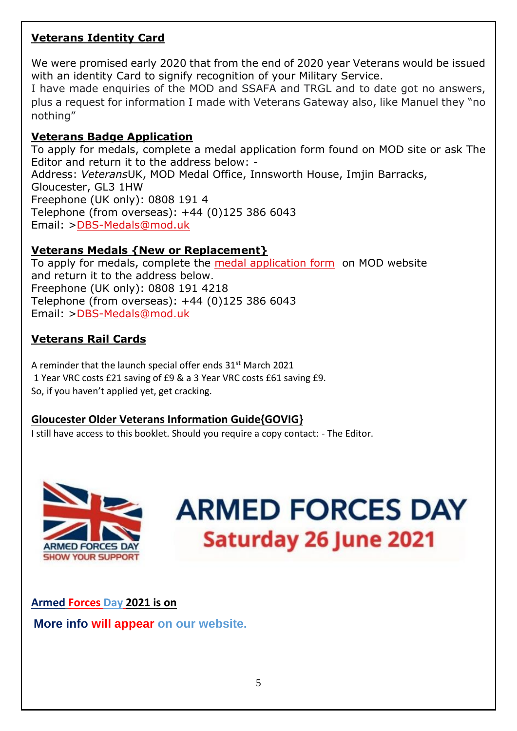## Veterans Identity Card

We were promised early 2020 that from the end of 2020 year Veterans would be issued with an identity Card to signify recognition of your Military Service.
I have made enquiries of the MOD and SSAFA and TRGL and to date got no answers, plus a request for information I made with Veterans Gateway also, like Manuel they "no nothing"

## Veterans Badge Application

To apply for medals, complete a medal application form found on MOD site or ask The Editor and return it to the address below: -
Address: *Veterans*UK, MOD Medal Office, Innsworth House, Imjin Barracks, Gloucester, GL3 1HW
Freephone (UK only): 0808 191 4
Telephone (from overseas): +44 (0)125 386 6043
Email: >DBS-Medals@mod.uk

## Veterans Medals {New or Replacement}

To apply for medals, complete the medal application form on MOD website and return it to the address below.
Freephone (UK only): 0808 191 4218
Telephone (from overseas): +44 (0)125 386 6043
Email: >DBS-Medals@mod.uk

## Veterans Rail Cards

A reminder that the launch special offer ends 31st March 2021
1 Year VRC costs £21 saving of £9 & a 3 Year VRC costs £61 saving £9.
So, if you haven't applied yet, get cracking.

## Gloucester Older Veterans Information Guide{GOVIG}

I still have access to this booklet. Should you require a copy contact: - The Editor.

ARMED FORCES DAY SHOW YOUR SUPPORT

**ARMED FORCES DAY**
**Saturday 26 June 2021**

**Armed Forces Day 2021 is on**

**More info will appear on our website.**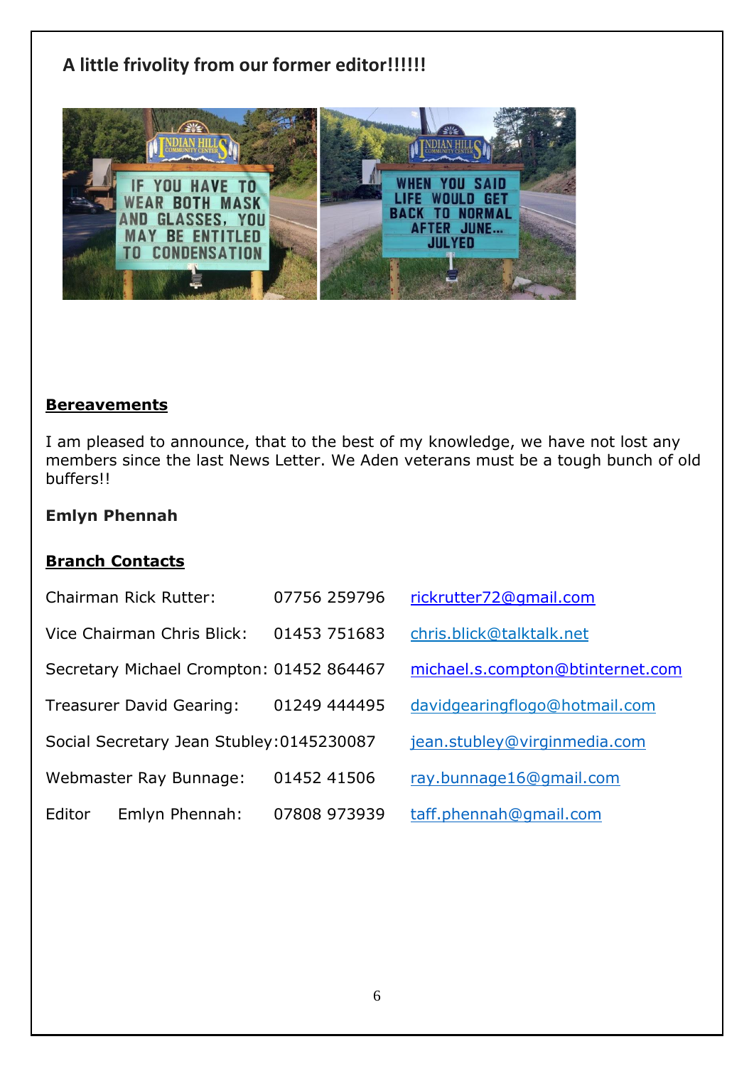## A little frivolity from our former editor!!!!!!

IF YOU HAVE TO WEAR BOTH MASK AND GLASSES, YOU MAY BE ENTITLED TO CONDENSATION

WHEN YOU SAID LIFE WOULD GET BACK TO NORMAL AFTER JUNE... JULYED

**Bereavements**

I am pleased to announce, that to the best of my knowledge, we have not lost any members since the last News Letter. We Aden veterans must be a tough bunch of old buffers!!

**Emlyn Phennah**

**Branch Contacts**

| | | |
|---|---|---|
| Chairman Rick Rutter: | 07756 259796 | rickrutter72@gmail.com |
| Vice Chairman Chris Blick: | 01453 751683 | chris.blick@talktalk.net |
| Secretary Michael Crompton: | 01452 864467 | michael.s.compton@btinternet.com |
| Treasurer David Gearing: | 01249 444495 | davidgearingflogo@hotmail.com |
| Social Secretary Jean Stubley: | 0145230087 | jean.stubley@virginmedia.com |
| Webmaster Ray Bunnage: | 01452 41506 | ray.bunnage16@gmail.com |
| Editor Emlyn Phennah: | 07808 973939 | taff.phennah@gmail.com |